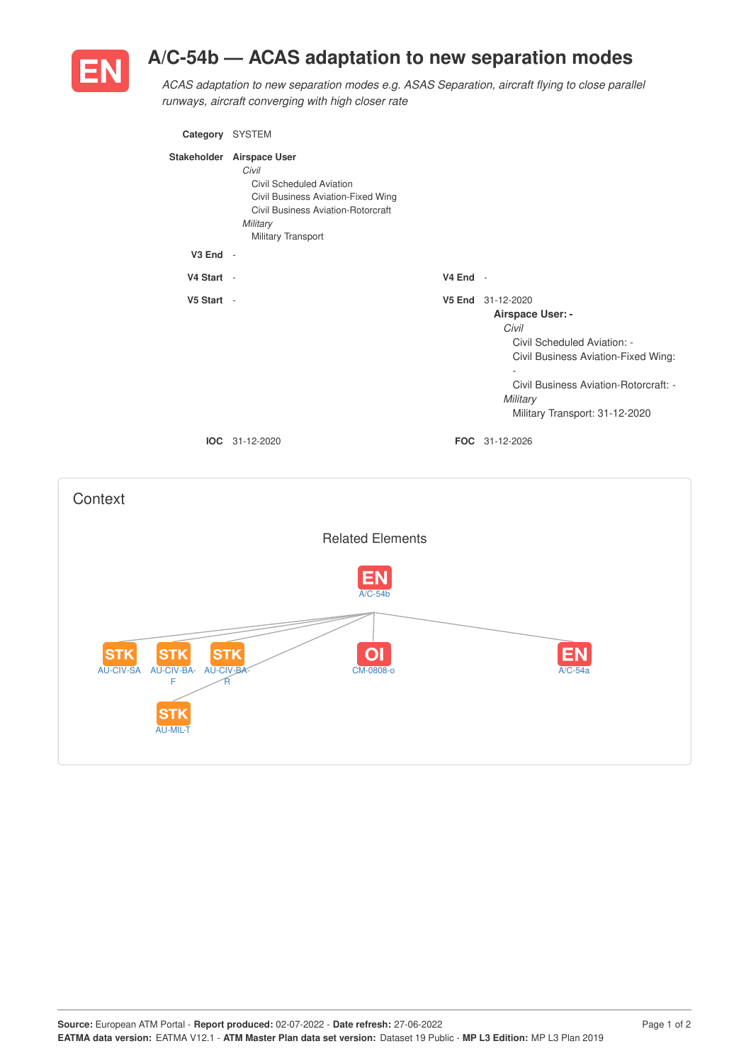# EN A/C-54b — ACAS adaptation to new separation modes

*ACAS adaptation to new separation modes e.g. ASAS Separation, aircraft flying to close parallel runways, aircraft converging with high closer rate*

**Category** SYSTEM

**Stakeholder** **Airspace User**
- *Civil*
  - Civil Scheduled Aviation
  - Civil Business Aviation-Fixed Wing
  - Civil Business Aviation-Rotorcraft
- *Military*
  - Military Transport

**V3 End** -

**V4 Start** -

**V4 End** -

**V5 Start** -

**V5 End** 31-12-2020

**Airspace User: -**
- *Civil*
  - Civil Scheduled Aviation: -
  - Civil Business Aviation-Fixed Wing: -
  - Civil Business Aviation-Rotorcraft: -
- *Military*
  - Military Transport: 31-12-2020

**IOC** 31-12-2020

**FOC** 31-12-2026

## Context

### Related Elements

- EN A/C-54b
  - STK AU-CIV-SA
  - STK AU-CIV-BA-F
  - STK AU-CIV-BA-R
  - STK AU-MIL-T
  - OI CM-0808-o
  - EN A/C-54a

**Source:** European ATM Portal - **Report produced:** 02-07-2022 - **Date refresh:** 27-06-2022
**EATMA data version:** EATMA V12.1 - **ATM Master Plan data set version:** Dataset 19 Public - **MP L3 Edition:** MP L3 Plan 2019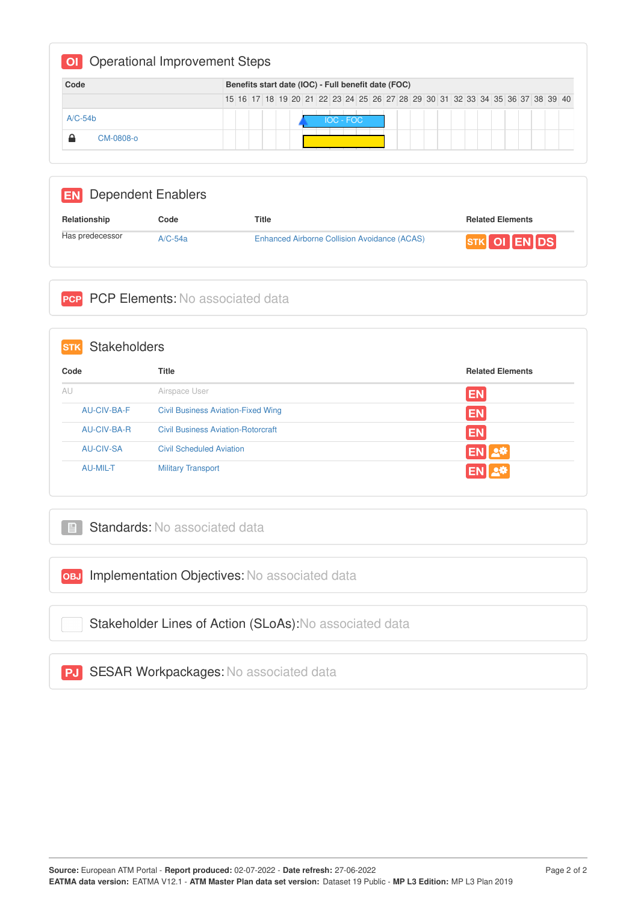## OI Operational Improvement Steps

| Code | Benefits start date (IOC) - Full benefit date (FOC) |
|---|---|
| | 15 16 17 18 19 20 21 22 23 24 25 26 27 28 29 30 31 32 33 34 35 36 37 38 39 40 |
| A/C-54b | IOC - FOC |
| CM-0808-o | |

## EN Dependent Enablers

| Relationship | Code | Title | Related Elements |
|---|---|---|---|
| Has predecessor | A/C-54a | Enhanced Airborne Collision Avoidance (ACAS) | STK OI EN DS |

## PCP PCP Elements: No associated data

## STK Stakeholders

| Code | Title | Related Elements |
|---|---|---|
| AU | Airspace User | EN |
| AU-CIV-BA-F | Civil Business Aviation-Fixed Wing | EN |
| AU-CIV-BA-R | Civil Business Aviation-Rotorcraft | EN |
| AU-CIV-SA | Civil Scheduled Aviation | EN |
| AU-MIL-T | Military Transport | EN |

## Standards: No associated data

## OBJ Implementation Objectives: No associated data

## Stakeholder Lines of Action (SLoAs): No associated data

## PJ SESAR Workpackages: No associated data

**Source:** European ATM Portal - **Report produced:** 02-07-2022 - **Date refresh:** 27-06-2022
**EATMA data version:** EATMA V12.1 - **ATM Master Plan data set version:** Dataset 19 Public - **MP L3 Edition:** MP L3 Plan 2019